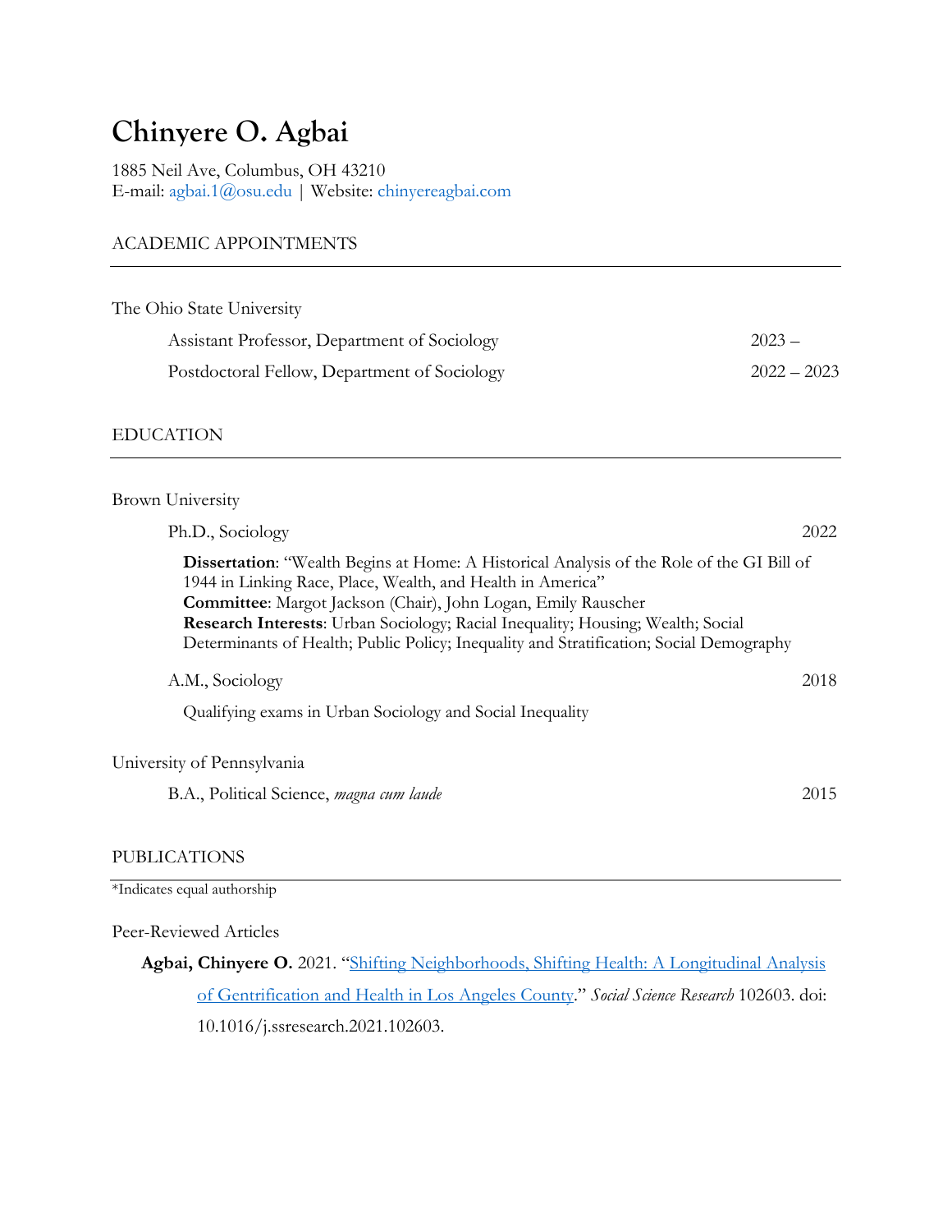# Chinyere O. Agbai

1885 Neil Ave, Columbus, OH 43210
E-mail: agbai.1@osu.edu | Website: chinyereagbai.com

## ACADEMIC APPOINTMENTS

The Ohio State University

Assistant Professor, Department of Sociology — 2023 –

Postdoctoral Fellow, Department of Sociology — 2022 – 2023

## EDUCATION

Brown University

Ph.D., Sociology — 2022

**Dissertation**: "Wealth Begins at Home: A Historical Analysis of the Role of the GI Bill of 1944 in Linking Race, Place, Wealth, and Health in America"
**Committee**: Margot Jackson (Chair), John Logan, Emily Rauscher
**Research Interests**: Urban Sociology; Racial Inequality; Housing; Wealth; Social Determinants of Health; Public Policy; Inequality and Stratification; Social Demography

A.M., Sociology — 2018

Qualifying exams in Urban Sociology and Social Inequality

University of Pennsylvania

B.A., Political Science, *magna cum laude* — 2015

## PUBLICATIONS

*Indicates equal authorship

### Peer-Reviewed Articles

**Agbai, Chinyere O.** 2021. "Shifting Neighborhoods, Shifting Health: A Longitudinal Analysis of Gentrification and Health in Los Angeles County." *Social Science Research* 102603. doi: 10.1016/j.ssresearch.2021.102603.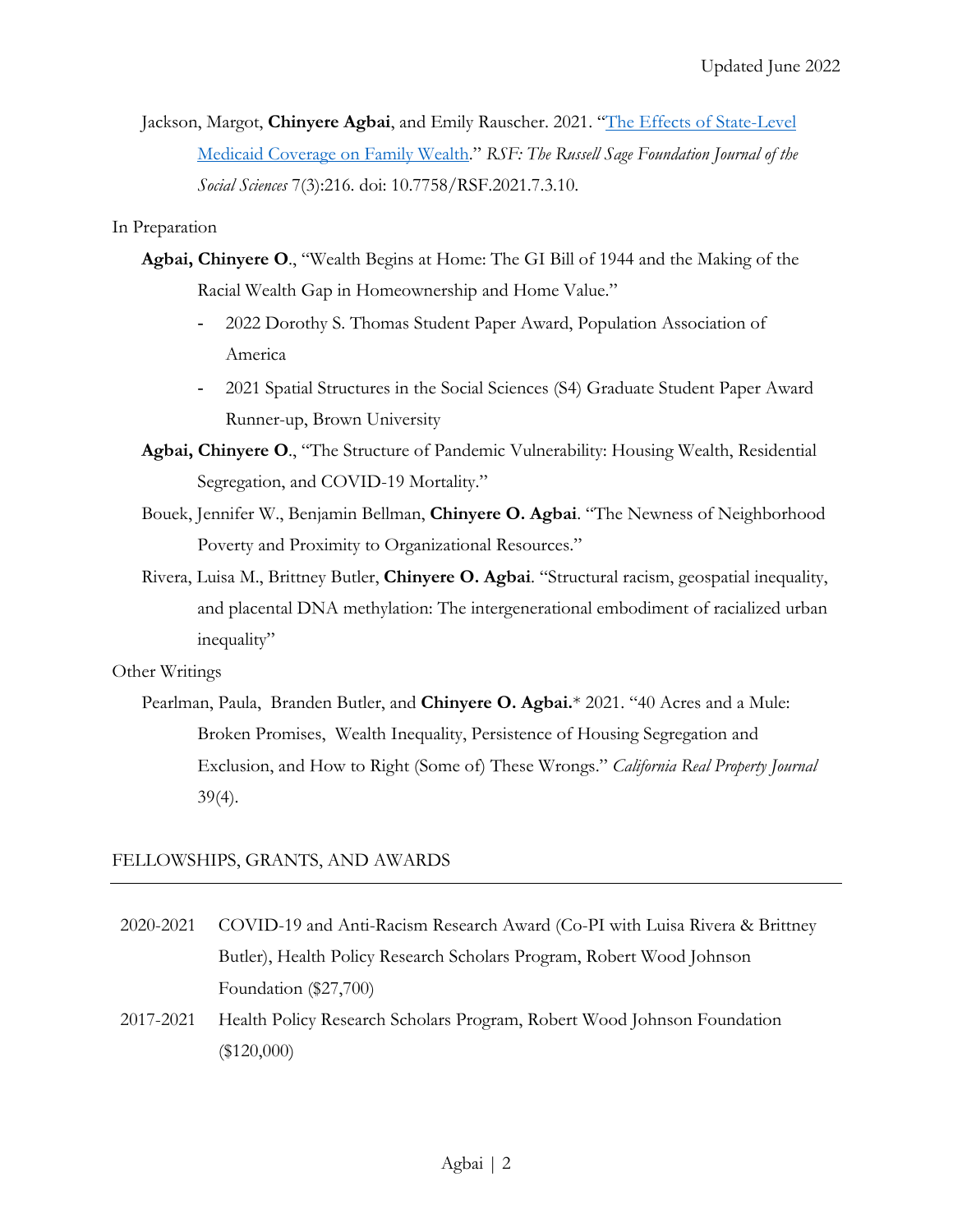Jackson, Margot, **Chinyere Agbai**, and Emily Rauscher. 2021. "[The Effects of State-Level Medicaid Coverage on Family Wealth](#)." *RSF: The Russell Sage Foundation Journal of the Social Sciences* 7(3):216. doi: 10.7758/RSF.2021.7.3.10.

In Preparation

**Agbai, Chinyere O**., "Wealth Begins at Home: The GI Bill of 1944 and the Making of the Racial Wealth Gap in Homeownership and Home Value."

- 2022 Dorothy S. Thomas Student Paper Award, Population Association of America
- 2021 Spatial Structures in the Social Sciences (S4) Graduate Student Paper Award Runner-up, Brown University

**Agbai, Chinyere O**., "The Structure of Pandemic Vulnerability: Housing Wealth, Residential Segregation, and COVID-19 Mortality."

Bouek, Jennifer W., Benjamin Bellman, **Chinyere O. Agbai**. "The Newness of Neighborhood Poverty and Proximity to Organizational Resources."

Rivera, Luisa M., Brittney Butler, **Chinyere O. Agbai**. "Structural racism, geospatial inequality, and placental DNA methylation: The intergenerational embodiment of racialized urban inequality"

Other Writings

Pearlman, Paula, Branden Butler, and **Chinyere O. Agbai.*** 2021. "40 Acres and a Mule: Broken Promises, Wealth Inequality, Persistence of Housing Segregation and Exclusion, and How to Right (Some of) These Wrongs." *California Real Property Journal* 39(4).

## FELLOWSHIPS, GRANTS, AND AWARDS

2020-2021 COVID-19 and Anti-Racism Research Award (Co-PI with Luisa Rivera & Brittney Butler), Health Policy Research Scholars Program, Robert Wood Johnson Foundation ($27,700)

2017-2021 Health Policy Research Scholars Program, Robert Wood Johnson Foundation ($120,000)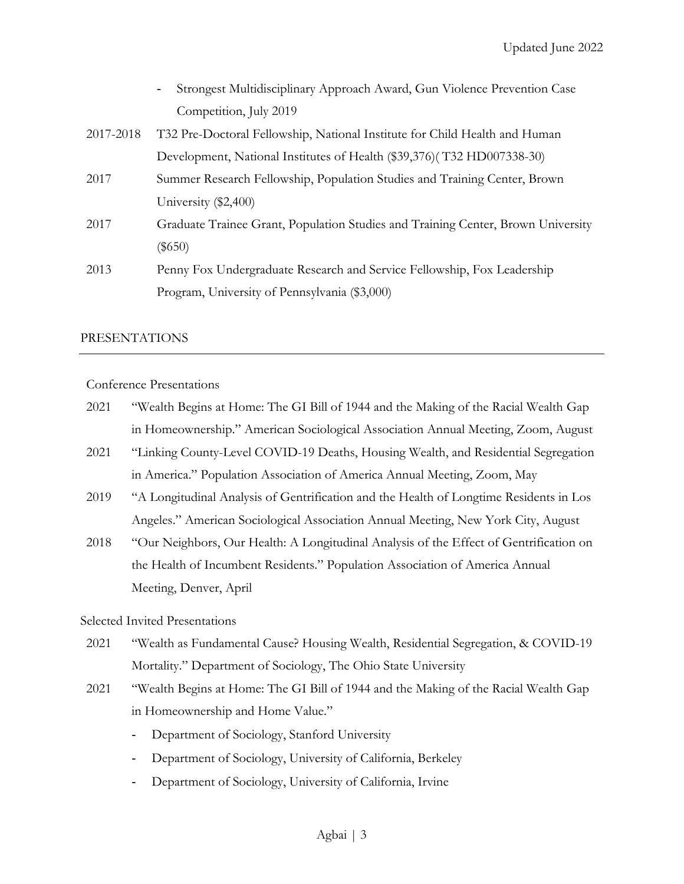- Strongest Multidisciplinary Approach Award, Gun Violence Prevention Case Competition, July 2019

2017-2018 T32 Pre-Doctoral Fellowship, National Institute for Child Health and Human Development, National Institutes of Health ($39,376)( T32 HD007338-30)

2017 Summer Research Fellowship, Population Studies and Training Center, Brown University ($2,400)

2017 Graduate Trainee Grant, Population Studies and Training Center, Brown University ($650)

2013 Penny Fox Undergraduate Research and Service Fellowship, Fox Leadership Program, University of Pennsylvania ($3,000)

## PRESENTATIONS

### Conference Presentations

2021 "Wealth Begins at Home: The GI Bill of 1944 and the Making of the Racial Wealth Gap in Homeownership." American Sociological Association Annual Meeting, Zoom, August

2021 "Linking County-Level COVID-19 Deaths, Housing Wealth, and Residential Segregation in America." Population Association of America Annual Meeting, Zoom, May

2019 "A Longitudinal Analysis of Gentrification and the Health of Longtime Residents in Los Angeles." American Sociological Association Annual Meeting, New York City, August

2018 "Our Neighbors, Our Health: A Longitudinal Analysis of the Effect of Gentrification on the Health of Incumbent Residents." Population Association of America Annual Meeting, Denver, April

### Selected Invited Presentations

2021 "Wealth as Fundamental Cause? Housing Wealth, Residential Segregation, & COVID-19 Mortality." Department of Sociology, The Ohio State University

2021 "Wealth Begins at Home: The GI Bill of 1944 and the Making of the Racial Wealth Gap in Homeownership and Home Value."

- Department of Sociology, Stanford University
- Department of Sociology, University of California, Berkeley
- Department of Sociology, University of California, Irvine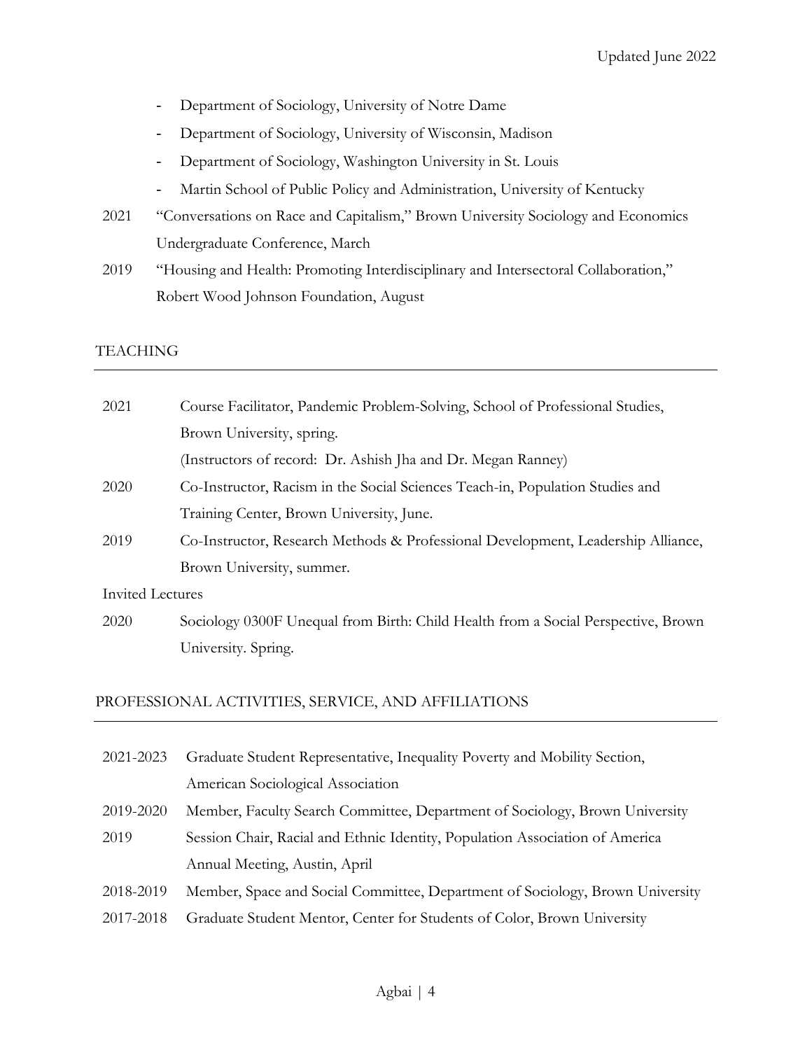- Department of Sociology, University of Notre Dame
- Department of Sociology, University of Wisconsin, Madison
- Department of Sociology, Washington University in St. Louis
- Martin School of Public Policy and Administration, University of Kentucky

2021 "Conversations on Race and Capitalism," Brown University Sociology and Economics Undergraduate Conference, March

2019 "Housing and Health: Promoting Interdisciplinary and Intersectoral Collaboration," Robert Wood Johnson Foundation, August

## TEACHING

2021 Course Facilitator, Pandemic Problem-Solving, School of Professional Studies, Brown University, spring.
(Instructors of record: Dr. Ashish Jha and Dr. Megan Ranney)

2020 Co-Instructor, Racism in the Social Sciences Teach-in, Population Studies and Training Center, Brown University, June.

2019 Co-Instructor, Research Methods & Professional Development, Leadership Alliance, Brown University, summer.

Invited Lectures

2020 Sociology 0300F Unequal from Birth: Child Health from a Social Perspective, Brown University. Spring.

## PROFESSIONAL ACTIVITIES, SERVICE, AND AFFILIATIONS

2021-2023 Graduate Student Representative, Inequality Poverty and Mobility Section, American Sociological Association

2019-2020 Member, Faculty Search Committee, Department of Sociology, Brown University

2019 Session Chair, Racial and Ethnic Identity, Population Association of America Annual Meeting, Austin, April

2018-2019 Member, Space and Social Committee, Department of Sociology, Brown University

2017-2018 Graduate Student Mentor, Center for Students of Color, Brown University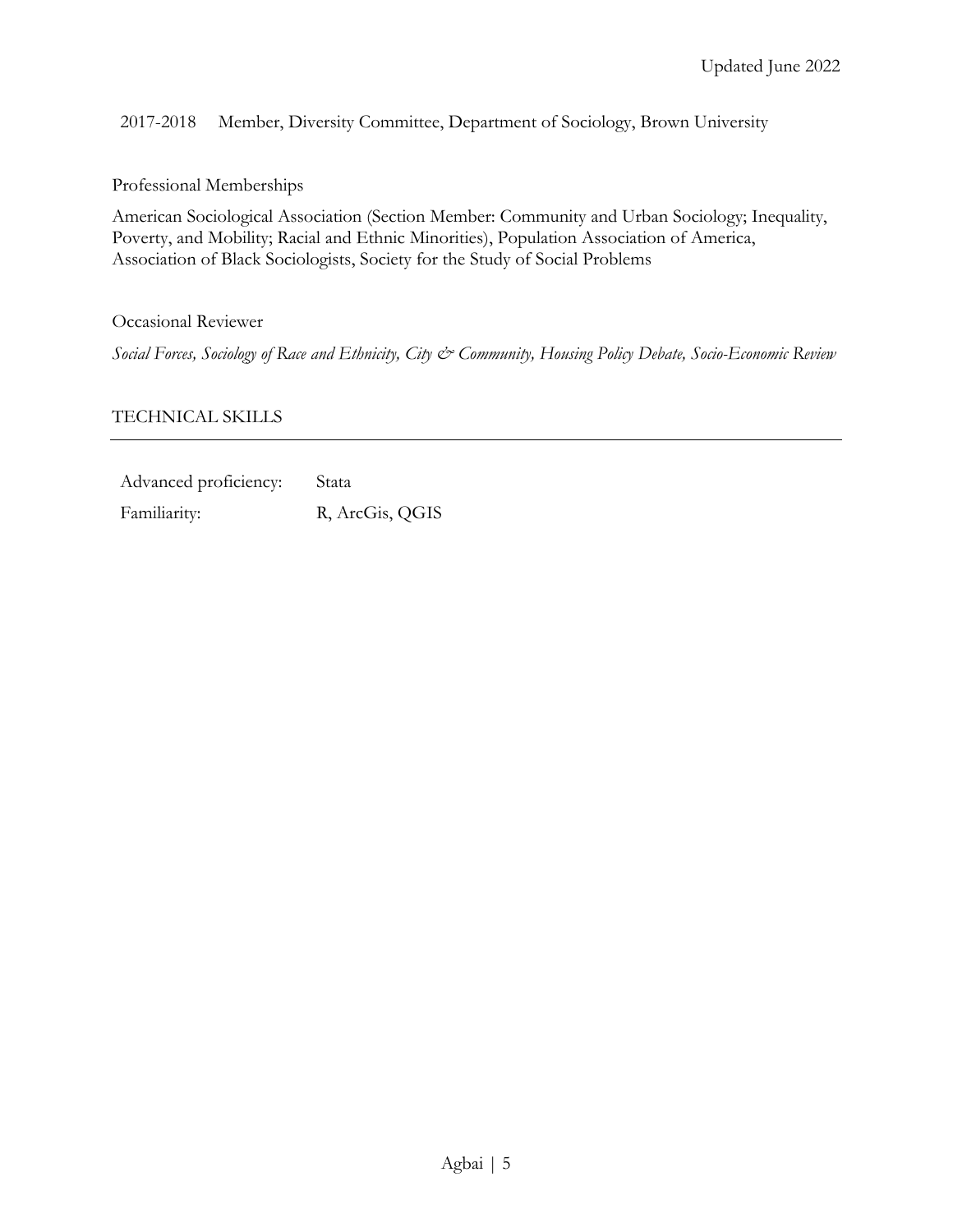2017-2018 Member, Diversity Committee, Department of Sociology, Brown University

### Professional Memberships

American Sociological Association (Section Member: Community and Urban Sociology; Inequality, Poverty, and Mobility; Racial and Ethnic Minorities), Population Association of America, Association of Black Sociologists, Society for the Study of Social Problems

### Occasional Reviewer

*Social Forces, Sociology of Race and Ethnicity, City & Community, Housing Policy Debate, Socio-Economic Review*

## TECHNICAL SKILLS

| | |
|---|---|
| Advanced proficiency: | Stata |
| Familiarity: | R, ArcGis, QGIS |